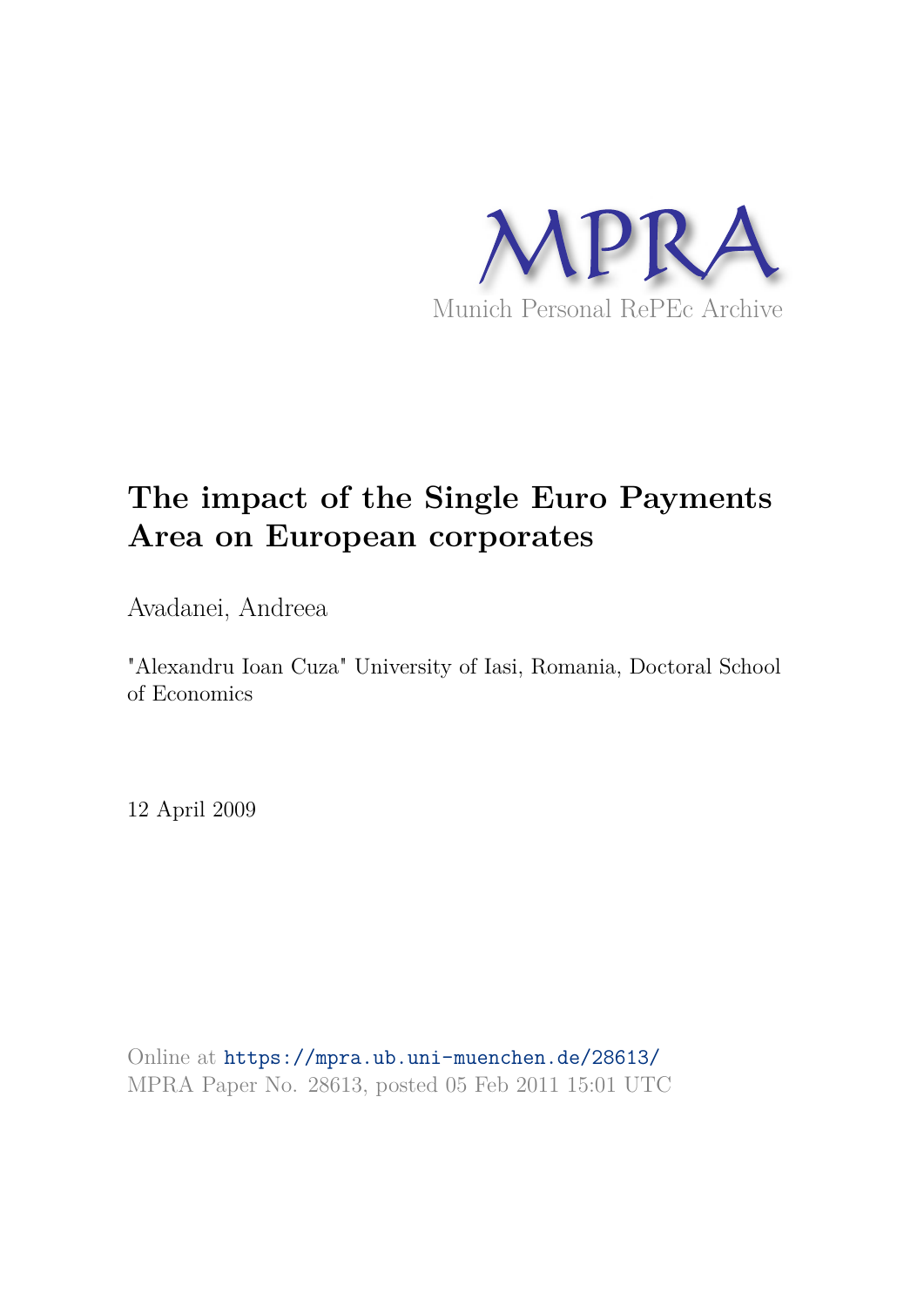MPRA

Munich Personal RePEc Archive

# The impact of the Single Euro Payments Area on European corporates

Avadanei, Andreea

"Alexandru Ioan Cuza" University of Iasi, Romania, Doctoral School of Economics

12 April 2009

Online at https://mpra.ub.uni-muenchen.de/28613/
MPRA Paper No. 28613, posted 05 Feb 2011 15:01 UTC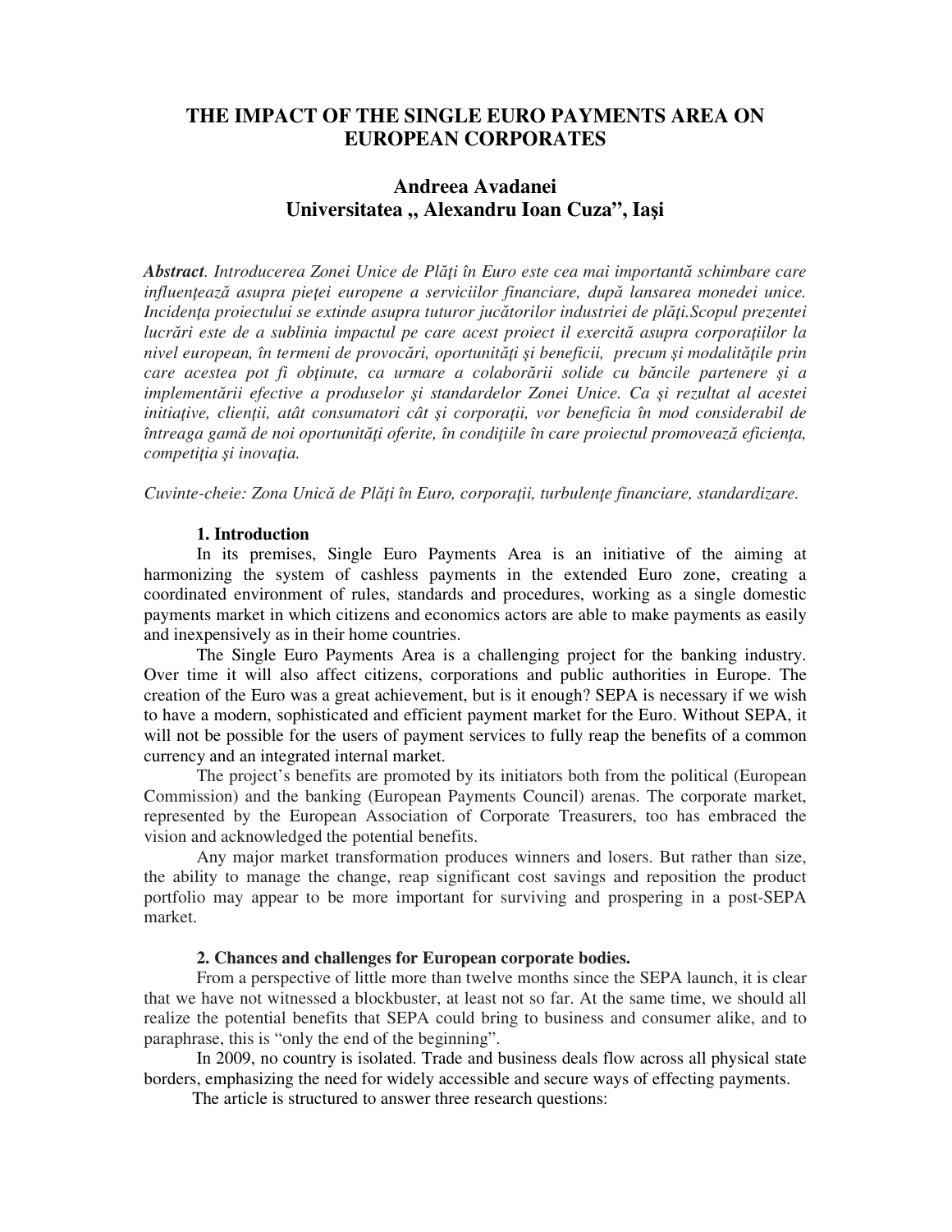# THE IMPACT OF THE SINGLE EURO PAYMENTS AREA ON EUROPEAN CORPORATES

## Andreea Avadanei
## Universitatea ,, Alexandru Ioan Cuza", Iaşi

***Abstract**. Introducerea Zonei Unice de Plăţi în Euro este cea mai importantă schimbare care influenţează asupra pieţei europene a serviciilor financiare, după lansarea monedei unice. Incidenţa proiectului se extinde asupra tuturor jucătorilor industriei de plăţi.Scopul prezentei lucrări este de a sublinia impactul pe care acest proiect il exercită asupra corporaţiilor la nivel european, în termeni de provocări, oportunităţi şi beneficii, precum şi modalităţile prin care acestea pot fi obţinute, ca urmare a colaborării solide cu băncile partenere şi a implementării efective a produselor şi standardelor Zonei Unice. Ca şi rezultat al acestei initiaţive, clienţii, atât consumatori cât şi corporaţii, vor beneficia în mod considerabil de întreaga gamă de noi oportunităţi oferite, în condiţiile în care proiectul promovează eficienţa, competiţia şi inovaţia.*

*Cuvinte-cheie: Zona Unică de Plăţi în Euro, corporaţii, turbulenţe financiare, standardizare.*

**1. Introduction**

In its premises, Single Euro Payments Area is an initiative of the aiming at harmonizing the system of cashless payments in the extended Euro zone, creating a coordinated environment of rules, standards and procedures, working as a single domestic payments market in which citizens and economics actors are able to make payments as easily and inexpensively as in their home countries.

The Single Euro Payments Area is a challenging project for the banking industry. Over time it will also affect citizens, corporations and public authorities in Europe. The creation of the Euro was a great achievement, but is it enough? SEPA is necessary if we wish to have a modern, sophisticated and efficient payment market for the Euro. Without SEPA, it will not be possible for the users of payment services to fully reap the benefits of a common currency and an integrated internal market.

The project's benefits are promoted by its initiators both from the political (European Commission) and the banking (European Payments Council) arenas. The corporate market, represented by the European Association of Corporate Treasurers, too has embraced the vision and acknowledged the potential benefits.

Any major market transformation produces winners and losers. But rather than size, the ability to manage the change, reap significant cost savings and reposition the product portfolio may appear to be more important for surviving and prospering in a post-SEPA market.

**2. Chances and challenges for European corporate bodies.**

From a perspective of little more than twelve months since the SEPA launch, it is clear that we have not witnessed a blockbuster, at least not so far. At the same time, we should all realize the potential benefits that SEPA could bring to business and consumer alike, and to paraphrase, this is "only the end of the beginning".

In 2009, no country is isolated. Trade and business deals flow across all physical state borders, emphasizing the need for widely accessible and secure ways of effecting payments.

The article is structured to answer three research questions: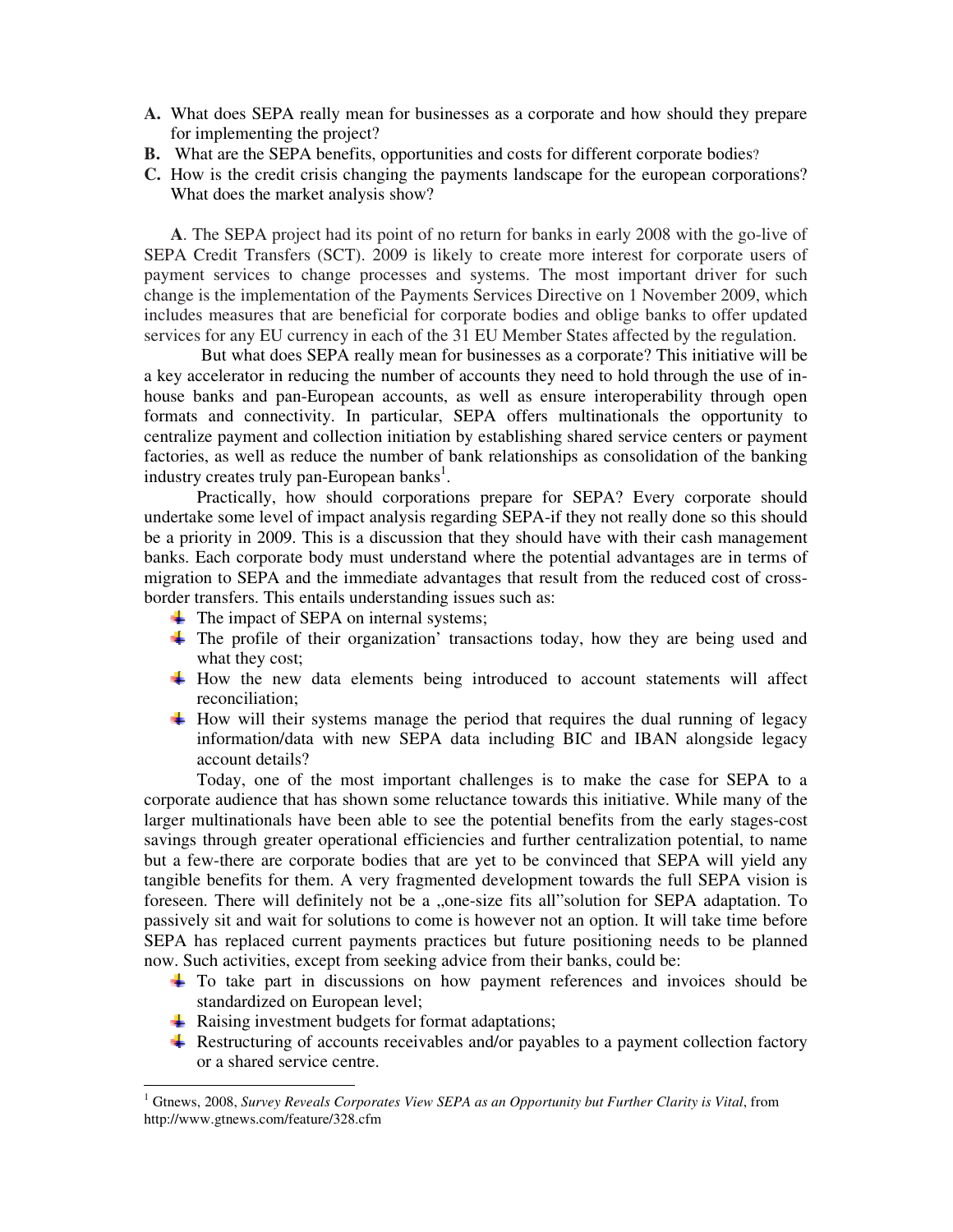**A.** What does SEPA really mean for businesses as a corporate and how should they prepare for implementing the project?

**B.** What are the SEPA benefits, opportunities and costs for different corporate bodies?

**C.** How is the credit crisis changing the payments landscape for the european corporations? What does the market analysis show?

**A**. The SEPA project had its point of no return for banks in early 2008 with the go-live of SEPA Credit Transfers (SCT). 2009 is likely to create more interest for corporate users of payment services to change processes and systems. The most important driver for such change is the implementation of the Payments Services Directive on 1 November 2009, which includes measures that are beneficial for corporate bodies and oblige banks to offer updated services for any EU currency in each of the 31 EU Member States affected by the regulation.

But what does SEPA really mean for businesses as a corporate? This initiative will be a key accelerator in reducing the number of accounts they need to hold through the use of in-house banks and pan-European accounts, as well as ensure interoperability through open formats and connectivity. In particular, SEPA offers multinationals the opportunity to centralize payment and collection initiation by establishing shared service centers or payment factories, as well as reduce the number of bank relationships as consolidation of the banking industry creates truly pan-European banks[1].

Practically, how should corporations prepare for SEPA? Every corporate should undertake some level of impact analysis regarding SEPA-if they not really done so this should be a priority in 2009. This is a discussion that they should have with their cash management banks. Each corporate body must understand where the potential advantages are in terms of migration to SEPA and the immediate advantages that result from the reduced cost of cross-border transfers. This entails understanding issues such as:

- The impact of SEPA on internal systems;
- The profile of their organization' transactions today, how they are being used and what they cost;
- How the new data elements being introduced to account statements will affect reconciliation;
- How will their systems manage the period that requires the dual running of legacy information/data with new SEPA data including BIC and IBAN alongside legacy account details?

Today, one of the most important challenges is to make the case for SEPA to a corporate audience that has shown some reluctance towards this initiative. While many of the larger multinationals have been able to see the potential benefits from the early stages-cost savings through greater operational efficiencies and further centralization potential, to name but a few-there are corporate bodies that are yet to be convinced that SEPA will yield any tangible benefits for them. A very fragmented development towards the full SEPA vision is foreseen. There will definitely not be a „one-size fits all"solution for SEPA adaptation. To passively sit and wait for solutions to come is however not an option. It will take time before SEPA has replaced current payments practices but future positioning needs to be planned now. Such activities, except from seeking advice from their banks, could be:

- To take part in discussions on how payment references and invoices should be standardized on European level;
- Raising investment budgets for format adaptations;
- Restructuring of accounts receivables and/or payables to a payment collection factory or a shared service centre.

---

[1] Gtnews, 2008, *Survey Reveals Corporates View SEPA as an Opportunity but Further Clarity is Vital*, from http://www.gtnews.com/feature/328.cfm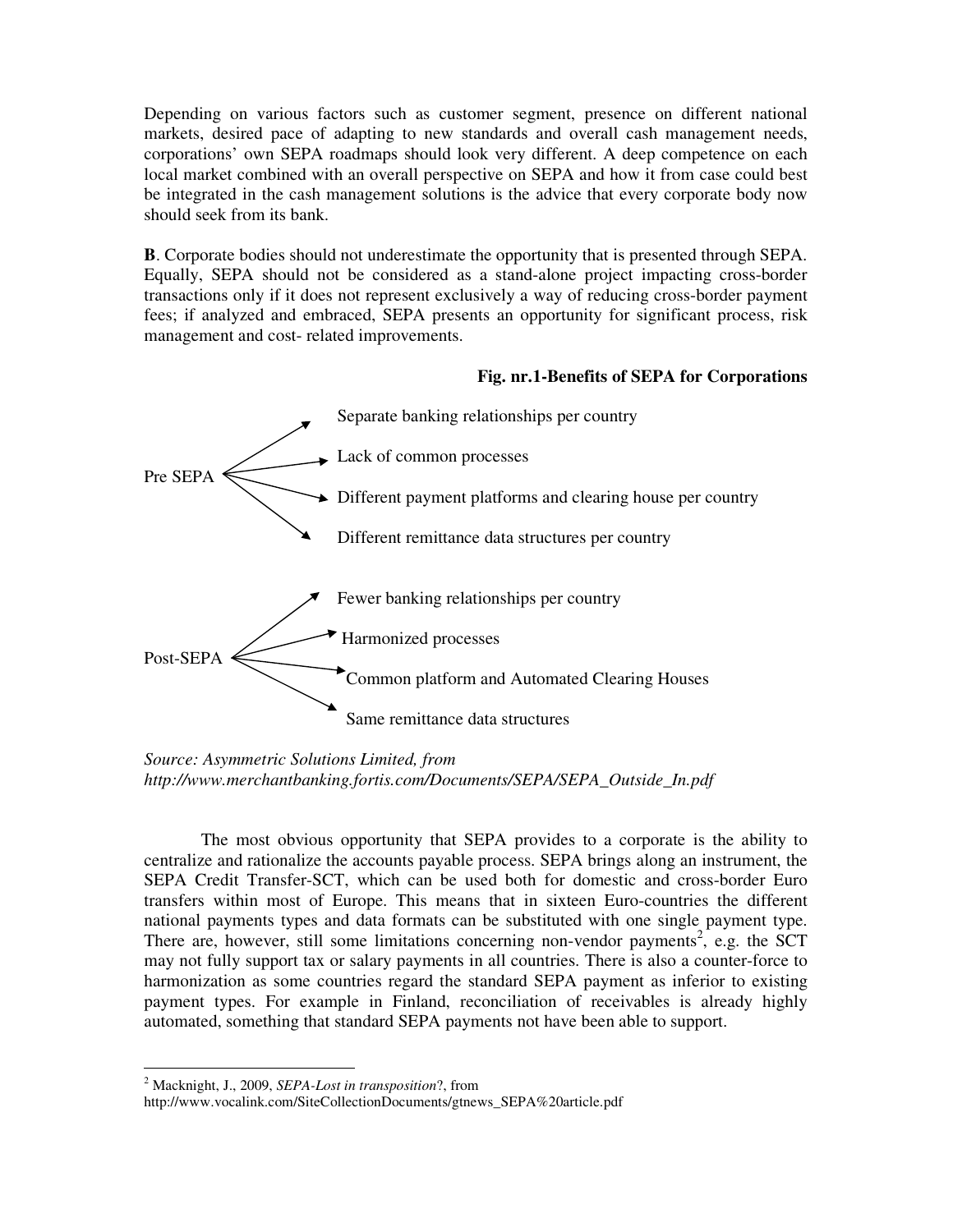Depending on various factors such as customer segment, presence on different national markets, desired pace of adapting to new standards and overall cash management needs, corporations' own SEPA roadmaps should look very different. A deep competence on each local market combined with an overall perspective on SEPA and how it from case could best be integrated in the cash management solutions is the advice that every corporate body now should seek from its bank.

**B**. Corporate bodies should not underestimate the opportunity that is presented through SEPA. Equally, SEPA should not be considered as a stand-alone project impacting cross-border transactions only if it does not represent exclusively a way of reducing cross-border payment fees; if analyzed and embraced, SEPA presents an opportunity for significant process, risk management and cost- related improvements.

**Fig. nr.1-Benefits of SEPA for Corporations**

Pre SEPA
- Separate banking relationships per country
- Lack of common processes
- Different payment platforms and clearing house per country
- Different remittance data structures per country

Post-SEPA
- Fewer banking relationships per country
- Harmonized processes
- Common platform and Automated Clearing Houses
- Same remittance data structures

*Source: Asymmetric Solutions Limited, from http://www.merchantbanking.fortis.com/Documents/SEPA/SEPA_Outside_In.pdf*

The most obvious opportunity that SEPA provides to a corporate is the ability to centralize and rationalize the accounts payable process. SEPA brings along an instrument, the SEPA Credit Transfer-SCT, which can be used both for domestic and cross-border Euro transfers within most of Europe. This means that in sixteen Euro-countries the different national payments types and data formats can be substituted with one single payment type. There are, however, still some limitations concerning non-vendor payments[2], e.g. the SCT may not fully support tax or salary payments in all countries. There is also a counter-force to harmonization as some countries regard the standard SEPA payment as inferior to existing payment types. For example in Finland, reconciliation of receivables is already highly automated, something that standard SEPA payments not have been able to support.

---

[2] Macknight, J., 2009, *SEPA-Lost in transposition*?, from http://www.vocalink.com/SiteCollectionDocuments/gtnews_SEPA%20article.pdf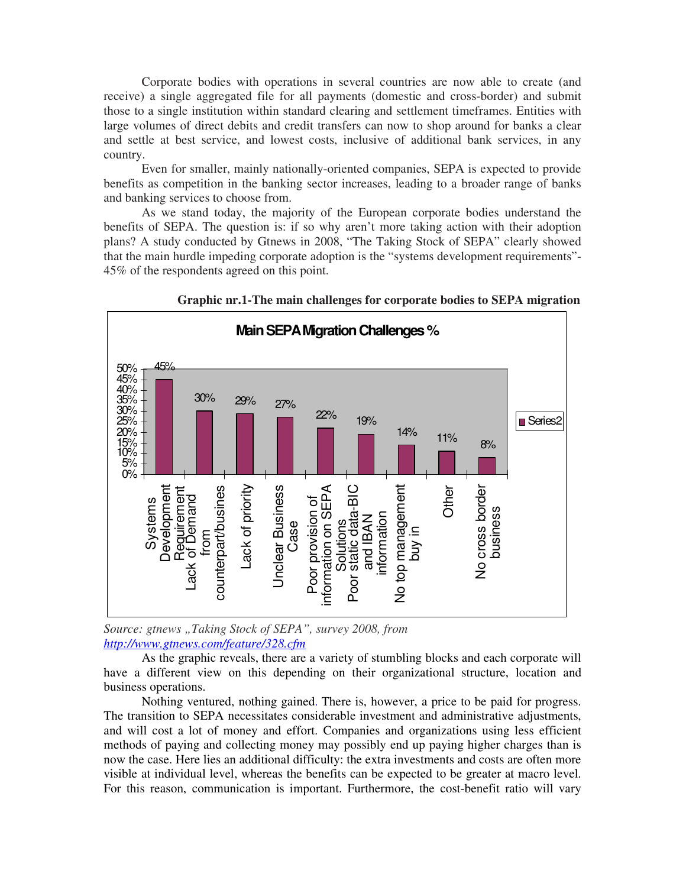Corporate bodies with operations in several countries are now able to create (and receive) a single aggregated file for all payments (domestic and cross-border) and submit those to a single institution within standard clearing and settlement timeframes. Entities with large volumes of direct debits and credit transfers can now to shop around for banks a clear and settle at best service, and lowest costs, inclusive of additional bank services, in any country.

Even for smaller, mainly nationally-oriented companies, SEPA is expected to provide benefits as competition in the banking sector increases, leading to a broader range of banks and banking services to choose from.

As we stand today, the majority of the European corporate bodies understand the benefits of SEPA. The question is: if so why aren't more taking action with their adoption plans? A study conducted by Gtnews in 2008, "The Taking Stock of SEPA" clearly showed that the main hurdle impeding corporate adoption is the "systems development requirements"- 45% of the respondents agreed on this point.

**Graphic nr.1-The main challenges for corporate bodies to SEPA migration**

**Main SEPA Migration Challenges %**

| Challenge | Series2 |
|---|---|
| Systems Development Requirement | 45% |
| Lack of Demand from counterpart/busines | 30% |
| Lack of priority | 29% |
| Unclear Business Case | 27% |
| Poor provision of information on SEPA Solutions | 22% |
| Poor static data-BIC and IBAN information | 19% |
| No top management buy in | 14% |
| Other | 11% |
| No cross border business | 8% |

*Source: gtnews „Taking Stock of SEPA", survey 2008, from [http://www.gtnews.com/feature/328.cfm](http://www.gtnews.com/feature/328.cfm)*

As the graphic reveals, there are a variety of stumbling blocks and each corporate will have a different view on this depending on their organizational structure, location and business operations.

Nothing ventured, nothing gained. There is, however, a price to be paid for progress. The transition to SEPA necessitates considerable investment and administrative adjustments, and will cost a lot of money and effort. Companies and organizations using less efficient methods of paying and collecting money may possibly end up paying higher charges than is now the case. Here lies an additional difficulty: the extra investments and costs are often more visible at individual level, whereas the benefits can be expected to be greater at macro level. For this reason, communication is important. Furthermore, the cost-benefit ratio will vary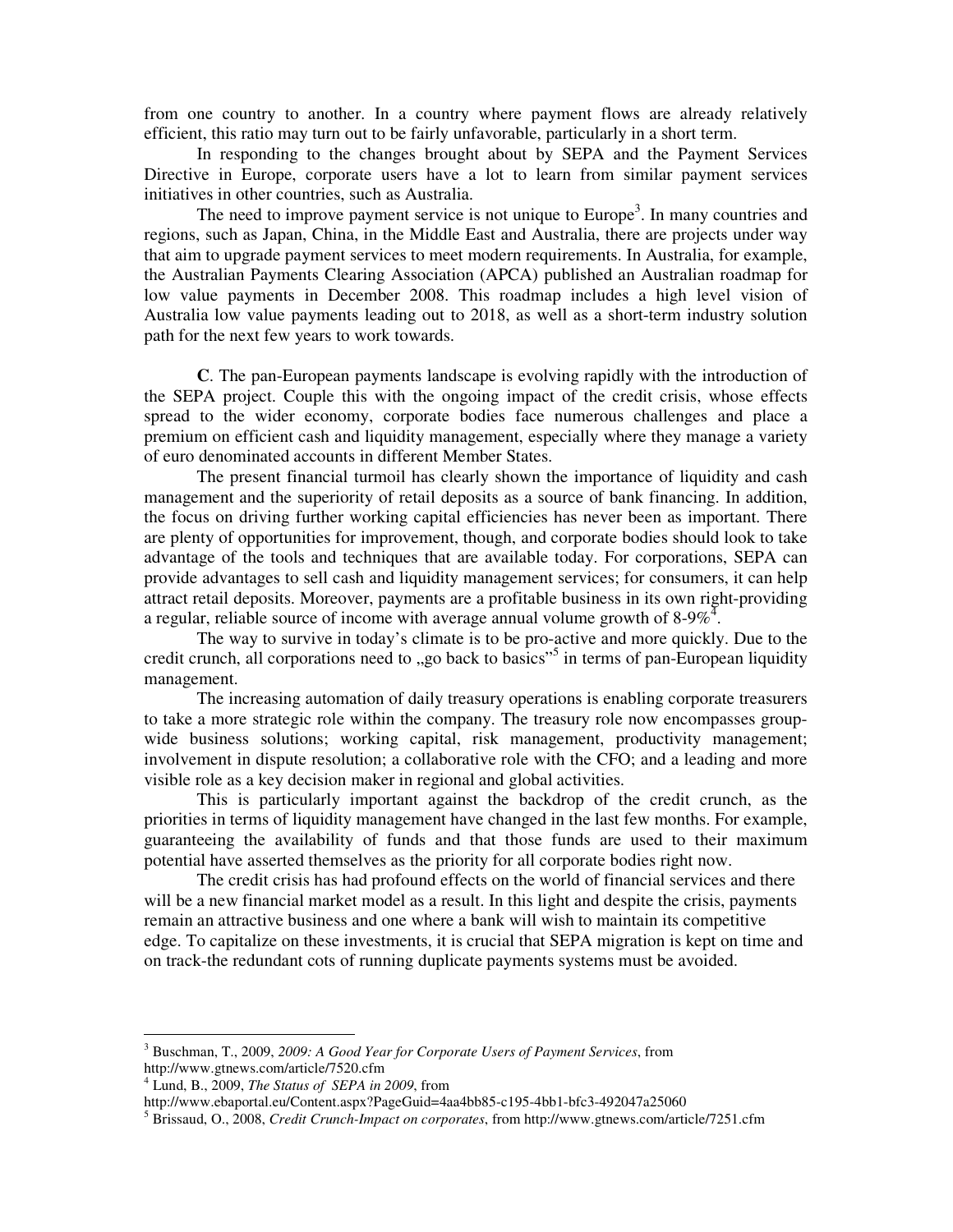from one country to another. In a country where payment flows are already relatively efficient, this ratio may turn out to be fairly unfavorable, particularly in a short term.

In responding to the changes brought about by SEPA and the Payment Services Directive in Europe, corporate users have a lot to learn from similar payment services initiatives in other countries, such as Australia.

The need to improve payment service is not unique to Europe[3]. In many countries and regions, such as Japan, China, in the Middle East and Australia, there are projects under way that aim to upgrade payment services to meet modern requirements. In Australia, for example, the Australian Payments Clearing Association (APCA) published an Australian roadmap for low value payments in December 2008. This roadmap includes a high level vision of Australia low value payments leading out to 2018, as well as a short-term industry solution path for the next few years to work towards.

**C**. The pan-European payments landscape is evolving rapidly with the introduction of the SEPA project. Couple this with the ongoing impact of the credit crisis, whose effects spread to the wider economy, corporate bodies face numerous challenges and place a premium on efficient cash and liquidity management, especially where they manage a variety of euro denominated accounts in different Member States.

The present financial turmoil has clearly shown the importance of liquidity and cash management and the superiority of retail deposits as a source of bank financing. In addition, the focus on driving further working capital efficiencies has never been as important. There are plenty of opportunities for improvement, though, and corporate bodies should look to take advantage of the tools and techniques that are available today. For corporations, SEPA can provide advantages to sell cash and liquidity management services; for consumers, it can help attract retail deposits. Moreover, payments are a profitable business in its own right-providing a regular, reliable source of income with average annual volume growth of 8-9%[4].

The way to survive in today's climate is to be pro-active and more quickly. Due to the credit crunch, all corporations need to „go back to basics"[5] in terms of pan-European liquidity management.

The increasing automation of daily treasury operations is enabling corporate treasurers to take a more strategic role within the company. The treasury role now encompasses group-wide business solutions; working capital, risk management, productivity management; involvement in dispute resolution; a collaborative role with the CFO; and a leading and more visible role as a key decision maker in regional and global activities.

This is particularly important against the backdrop of the credit crunch, as the priorities in terms of liquidity management have changed in the last few months. For example, guaranteeing the availability of funds and that those funds are used to their maximum potential have asserted themselves as the priority for all corporate bodies right now.

The credit crisis has had profound effects on the world of financial services and there will be a new financial market model as a result. In this light and despite the crisis, payments remain an attractive business and one where a bank will wish to maintain its competitive edge. To capitalize on these investments, it is crucial that SEPA migration is kept on time and on track-the redundant cots of running duplicate payments systems must be avoided.

---

[3] Buschman, T., 2009, *2009: A Good Year for Corporate Users of Payment Services*, from http://www.gtnews.com/article/7520.cfm

[4] Lund, B., 2009, *The Status of SEPA in 2009*, from http://www.ebaportal.eu/Content.aspx?PageGuid=4aa4bb85-c195-4bb1-bfc3-492047a25060

[5] Brissaud, O., 2008, *Credit Crunch-Impact on corporates*, from http://www.gtnews.com/article/7251.cfm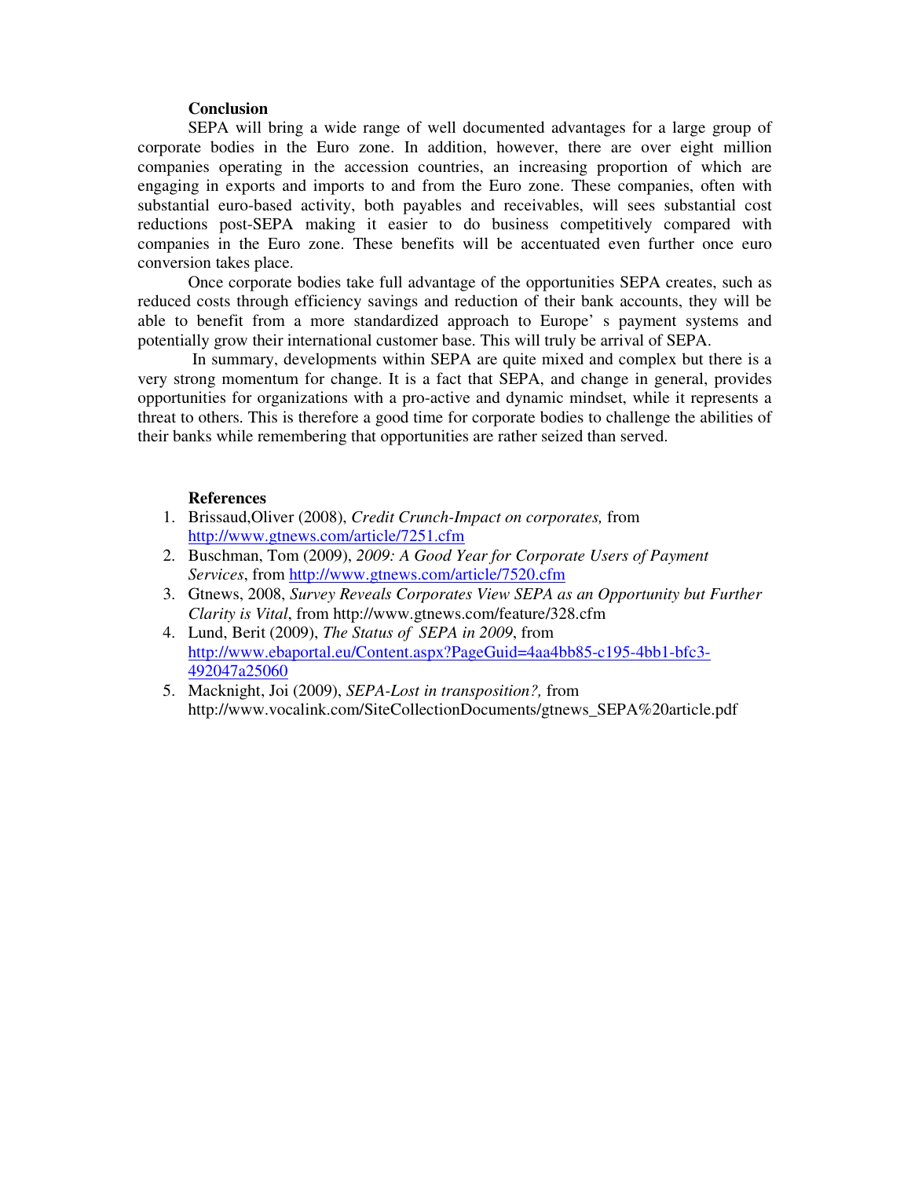**Conclusion**

SEPA will bring a wide range of well documented advantages for a large group of corporate bodies in the Euro zone. In addition, however, there are over eight million companies operating in the accession countries, an increasing proportion of which are engaging in exports and imports to and from the Euro zone. These companies, often with substantial euro-based activity, both payables and receivables, will sees substantial cost reductions post-SEPA making it easier to do business competitively compared with companies in the Euro zone. These benefits will be accentuated even further once euro conversion takes place.

Once corporate bodies take full advantage of the opportunities SEPA creates, such as reduced costs through efficiency savings and reduction of their bank accounts, they will be able to benefit from a more standardized approach to Europe' s payment systems and potentially grow their international customer base. This will truly be arrival of SEPA.

In summary, developments within SEPA are quite mixed and complex but there is a very strong momentum for change. It is a fact that SEPA, and change in general, provides opportunities for organizations with a pro-active and dynamic mindset, while it represents a threat to others. This is therefore a good time for corporate bodies to challenge the abilities of their banks while remembering that opportunities are rather seized than served.

**References**

1. Brissaud,Oliver (2008), *Credit Crunch-Impact on corporates,* from http://www.gtnews.com/article/7251.cfm
2. Buschman, Tom (2009), *2009: A Good Year for Corporate Users of Payment Services*, from http://www.gtnews.com/article/7520.cfm
3. Gtnews, 2008, *Survey Reveals Corporates View SEPA as an Opportunity but Further Clarity is Vital*, from http://www.gtnews.com/feature/328.cfm
4. Lund, Berit (2009), *The Status of SEPA in 2009*, from http://www.ebaportal.eu/Content.aspx?PageGuid=4aa4bb85-c195-4bb1-bfc3-492047a25060
5. Macknight, Joi (2009), *SEPA-Lost in transposition?,* from http://www.vocalink.com/SiteCollectionDocuments/gtnews_SEPA%20article.pdf